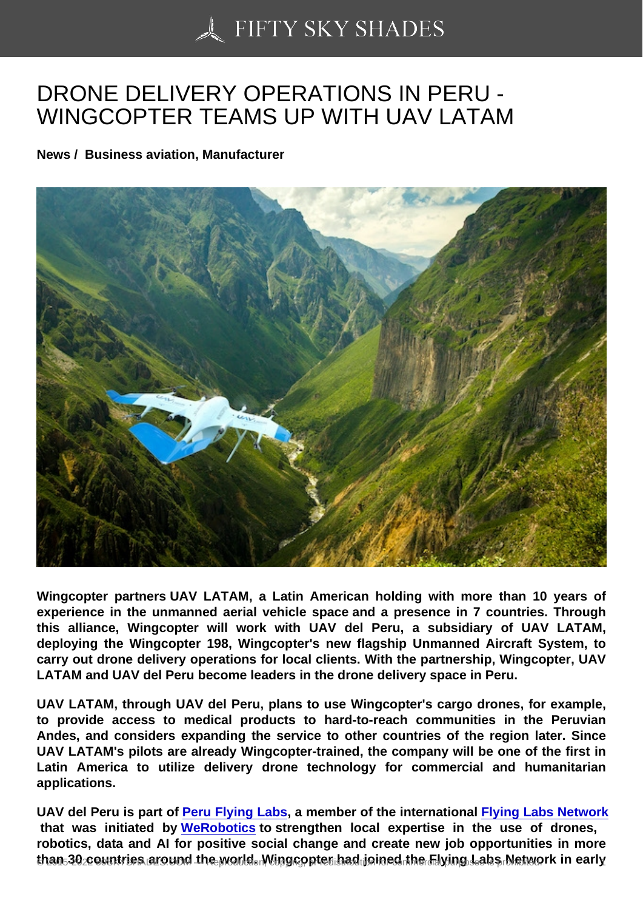# DRONE DELIVERY OPERATIONS IN PERU - WINGCOPTER TEAMS UP WITH UAV LATAM

**News / Business aviation, Manufacturer**

**Wingcopter partners UAV LATAM, a Latin American holding with more than 10 years of experience in the unmanned aerial vehicle space and a presence in 7 countries. Through this alliance, Wingcopter will work with UAV del Peru, a subsidiary of UAV LATAM, deploying the Wingcopter 198, Wingcopter's new flagship Unmanned Aircraft System, to carry out drone delivery operations for local clients. With the partnership, Wingcopter, UAV LATAM and UAV del Peru become leaders in the drone delivery space in Peru.**

**UAV LATAM, through UAV del Peru, plans to use Wingcopter's cargo drones, for example, to provide access to medical products to hard-to-reach communities in the Peruvian Andes, and considers expanding the service to other countries of the region later. Since UAV LATAM's pilots are already Wingcopter-trained, the company will be one of the first in Latin America to utilize delivery drone technology for commercial and humanitarian applications.**

**UAV del Peru is part of Peru Flying Labs, a member of the international Flying Labs Network that was initiated by WeRobotics to strengthen local expertise in the use of drones, robotics, data and AI for positive social change and create new job opportunities in more than 30 countries around the world. Wingcopter had joined the Flying Labs Network in early**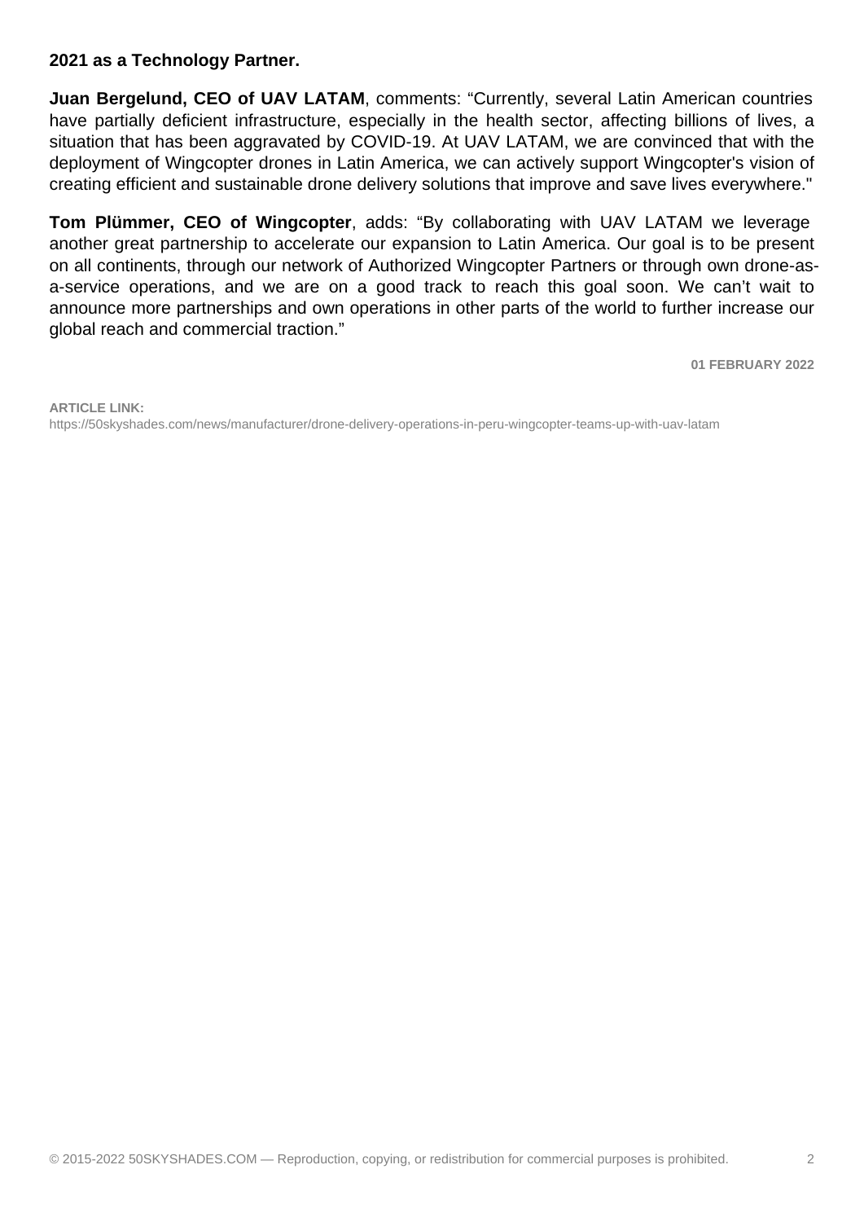**2021 as a Technology Partner.**

**Juan Bergelund, CEO of UAV LATAM**, comments: “Currently, several Latin American countries have partially deficient infrastructure, especially in the health sector, affecting billions of lives, a situation that has been aggravated by COVID-19. At UAV LATAM, we are convinced that with the deployment of Wingcopter drones in Latin America, we can actively support Wingcopter's vision of creating efficient and sustainable drone delivery solutions that improve and save lives everywhere."

**Tom Plümmer, CEO of Wingcopter**, adds: “By collaborating with UAV LATAM we leverage another great partnership to accelerate our expansion to Latin America. Our goal is to be present on all continents, through our network of Authorized Wingcopter Partners or through own drone-as-a-service operations, and we are on a good track to reach this goal soon. We can’t wait to announce more partnerships and own operations in other parts of the world to further increase our global reach and commercial traction.”

**01 FEBRUARY 2022**

**ARTICLE LINK:**
https://50skyshades.com/news/manufacturer/drone-delivery-operations-in-peru-wingcopter-teams-up-with-uav-latam

© 2015-2022 50SKYSHADES.COM — Reproduction, copying, or redistribution for commercial purposes is prohibited.